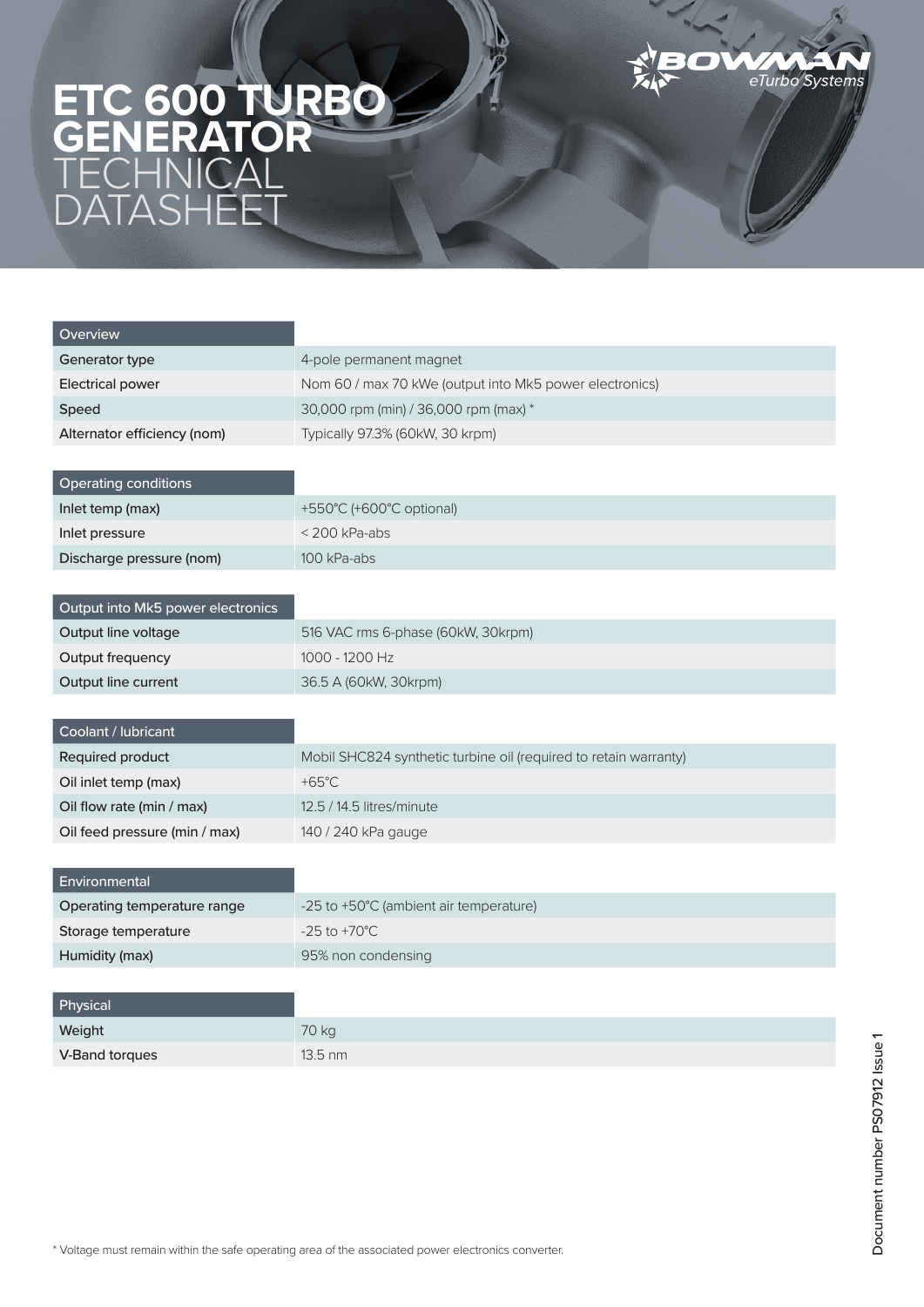# ETC 600 TURBO GENERATOR TECHNICAL DATASHEET

BOWMAN eTurbo Systems

| Overview | |
|---|---|
| Generator type | 4-pole permanent magnet |
| Electrical power | Nom 60 / max 70 kWe (output into Mk5 power electronics) |
| Speed | 30,000 rpm (min) / 36,000 rpm (max) * |
| Alternator efficiency (nom) | Typically 97.3% (60kW, 30 krpm) |

| Operating conditions | |
|---|---|
| Inlet temp (max) | +550°C (+600°C optional) |
| Inlet pressure | < 200 kPa-abs |
| Discharge pressure (nom) | 100 kPa-abs |

| Output into Mk5 power electronics | |
|---|---|
| Output line voltage | 516 VAC rms 6-phase (60kW, 30krpm) |
| Output frequency | 1000 - 1200 Hz |
| Output line current | 36.5 A (60kW, 30krpm) |

| Coolant / lubricant | |
|---|---|
| Required product | Mobil SHC824 synthetic turbine oil (required to retain warranty) |
| Oil inlet temp (max) | +65°C |
| Oil flow rate (min / max) | 12.5 / 14.5 litres/minute |
| Oil feed pressure (min / max) | 140 / 240 kPa gauge |

| Environmental | |
|---|---|
| Operating temperature range | -25 to +50°C (ambient air temperature) |
| Storage temperature | -25 to +70°C |
| Humidity (max) | 95% non condensing |

| Physical | |
|---|---|
| Weight | 70 kg |
| V-Band torques | 13.5 nm |

\* Voltage must remain within the safe operating area of the associated power electronics converter.

Document number PS07912 Issue 1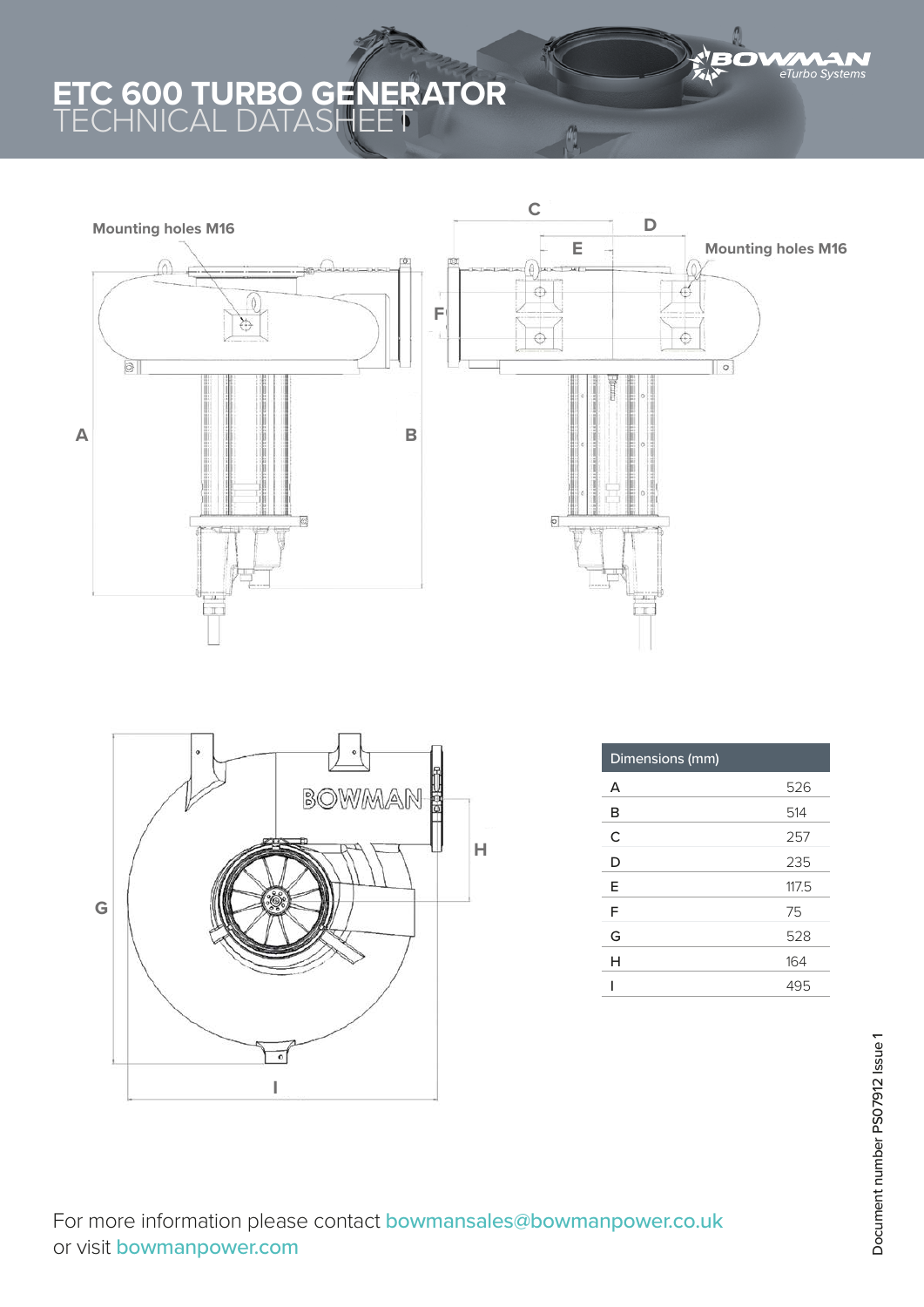# ETC 600 TURBO GENERATOR
## TECHNICAL DATASHEET

Mounting holes M16

A

B

C

D

E

F

Mounting holes M16

G

H

I

| Dimensions (mm) | |
|---|---|
| A | 526 |
| B | 514 |
| C | 257 |
| D | 235 |
| E | 117.5 |
| F | 75 |
| G | 528 |
| H | 164 |
| I | 495 |

For more information please contact bowmansales@bowmanpower.co.uk
or visit bowmanpower.com

Document number PS07912 Issue 1